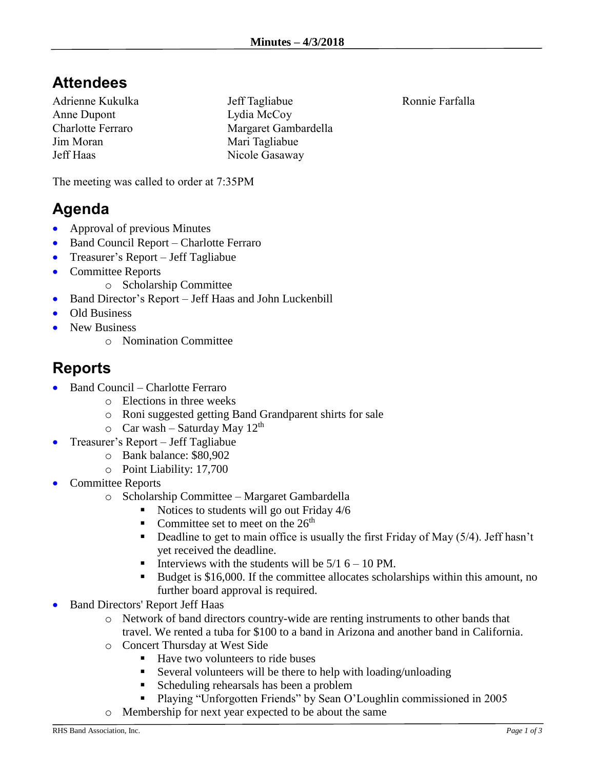**Minutes – 4/3/2018**

# Attendees

Adrienne Kukulka
Anne Dupont
Charlotte Ferraro
Jim Moran
Jeff Haas
Jeff Tagliabue
Lydia McCoy
Margaret Gambardella
Mari Tagliabue
Nicole Gasaway
Ronnie Farfalla

The meeting was called to order at 7:35PM

# Agenda

- Approval of previous Minutes
- Band Council Report – Charlotte Ferraro
- Treasurer's Report – Jeff Tagliabue
- Committee Reports
  - Scholarship Committee
- Band Director's Report – Jeff Haas and John Luckenbill
- Old Business
- New Business
  - Nomination Committee

# Reports

- Band Council – Charlotte Ferraro
  - Elections in three weeks
  - Roni suggested getting Band Grandparent shirts for sale
  - Car wash – Saturday May 12th
- Treasurer's Report – Jeff Tagliabue
  - Bank balance: $80,902
  - Point Liability: 17,700
- Committee Reports
  - Scholarship Committee – Margaret Gambardella
    - Notices to students will go out Friday 4/6
    - Committee set to meet on the 26th
    - Deadline to get to main office is usually the first Friday of May (5/4). Jeff hasn't yet received the deadline.
    - Interviews with the students will be 5/1 6 – 10 PM.
    - Budget is $16,000. If the committee allocates scholarships within this amount, no further board approval is required.
- Band Directors' Report Jeff Haas
  - Network of band directors country-wide are renting instruments to other bands that travel. We rented a tuba for $100 to a band in Arizona and another band in California.
  - Concert Thursday at West Side
    - Have two volunteers to ride buses
    - Several volunteers will be there to help with loading/unloading
    - Scheduling rehearsals has been a problem
    - Playing "Unforgotten Friends" by Sean O'Loughlin commissioned in 2005
  - Membership for next year expected to be about the same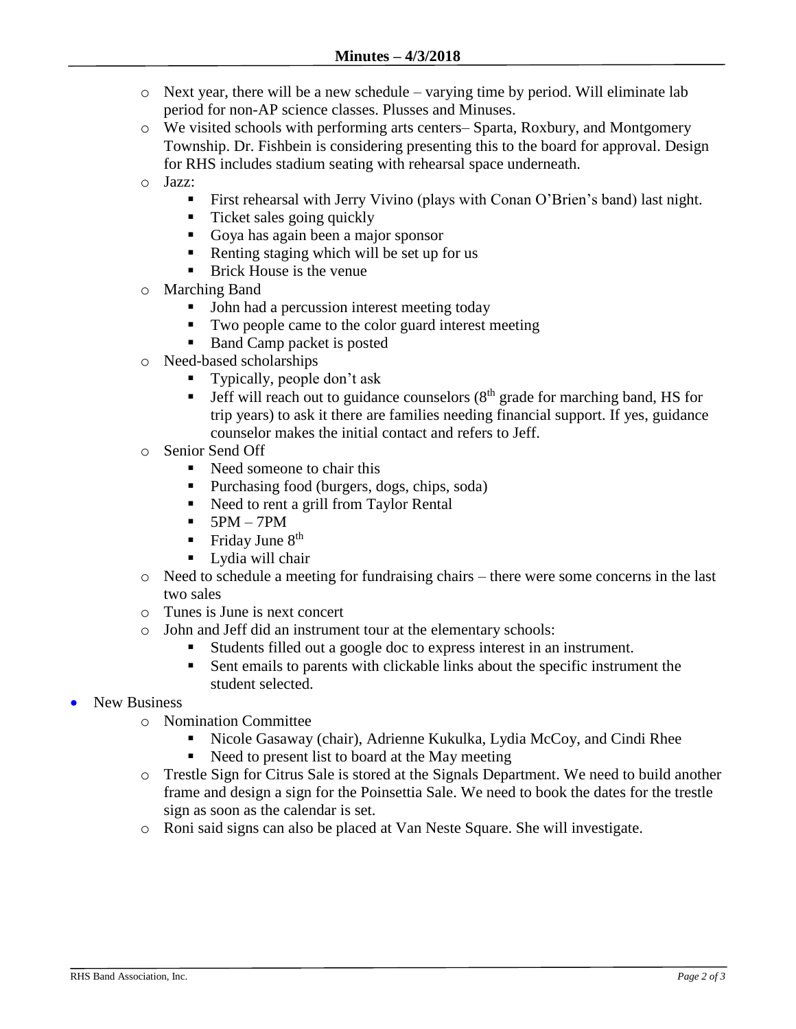# Minutes – 4/3/2018

  - Next year, there will be a new schedule – varying time by period. Will eliminate lab period for non-AP science classes. Plusses and Minuses.
  - We visited schools with performing arts centers– Sparta, Roxbury, and Montgomery Township. Dr. Fishbein is considering presenting this to the board for approval. Design for RHS includes stadium seating with rehearsal space underneath.
  - Jazz:
    - First rehearsal with Jerry Vivino (plays with Conan O'Brien's band) last night.
    - Ticket sales going quickly
    - Goya has again been a major sponsor
    - Renting staging which will be set up for us
    - Brick House is the venue
  - Marching Band
    - John had a percussion interest meeting today
    - Two people came to the color guard interest meeting
    - Band Camp packet is posted
  - Need-based scholarships
    - Typically, people don't ask
    - Jeff will reach out to guidance counselors (8th grade for marching band, HS for trip years) to ask it there are families needing financial support. If yes, guidance counselor makes the initial contact and refers to Jeff.
  - Senior Send Off
    - Need someone to chair this
    - Purchasing food (burgers, dogs, chips, soda)
    - Need to rent a grill from Taylor Rental
    - 5PM – 7PM
    - Friday June 8th
    - Lydia will chair
  - Need to schedule a meeting for fundraising chairs – there were some concerns in the last two sales
  - Tunes is June is next concert
  - John and Jeff did an instrument tour at the elementary schools:
    - Students filled out a google doc to express interest in an instrument.
    - Sent emails to parents with clickable links about the specific instrument the student selected.
- New Business
  - Nomination Committee
    - Nicole Gasaway (chair), Adrienne Kukulka, Lydia McCoy, and Cindi Rhee
    - Need to present list to board at the May meeting
  - Trestle Sign for Citrus Sale is stored at the Signals Department. We need to build another frame and design a sign for the Poinsettia Sale. We need to book the dates for the trestle sign as soon as the calendar is set.
  - Roni said signs can also be placed at Van Neste Square. She will investigate.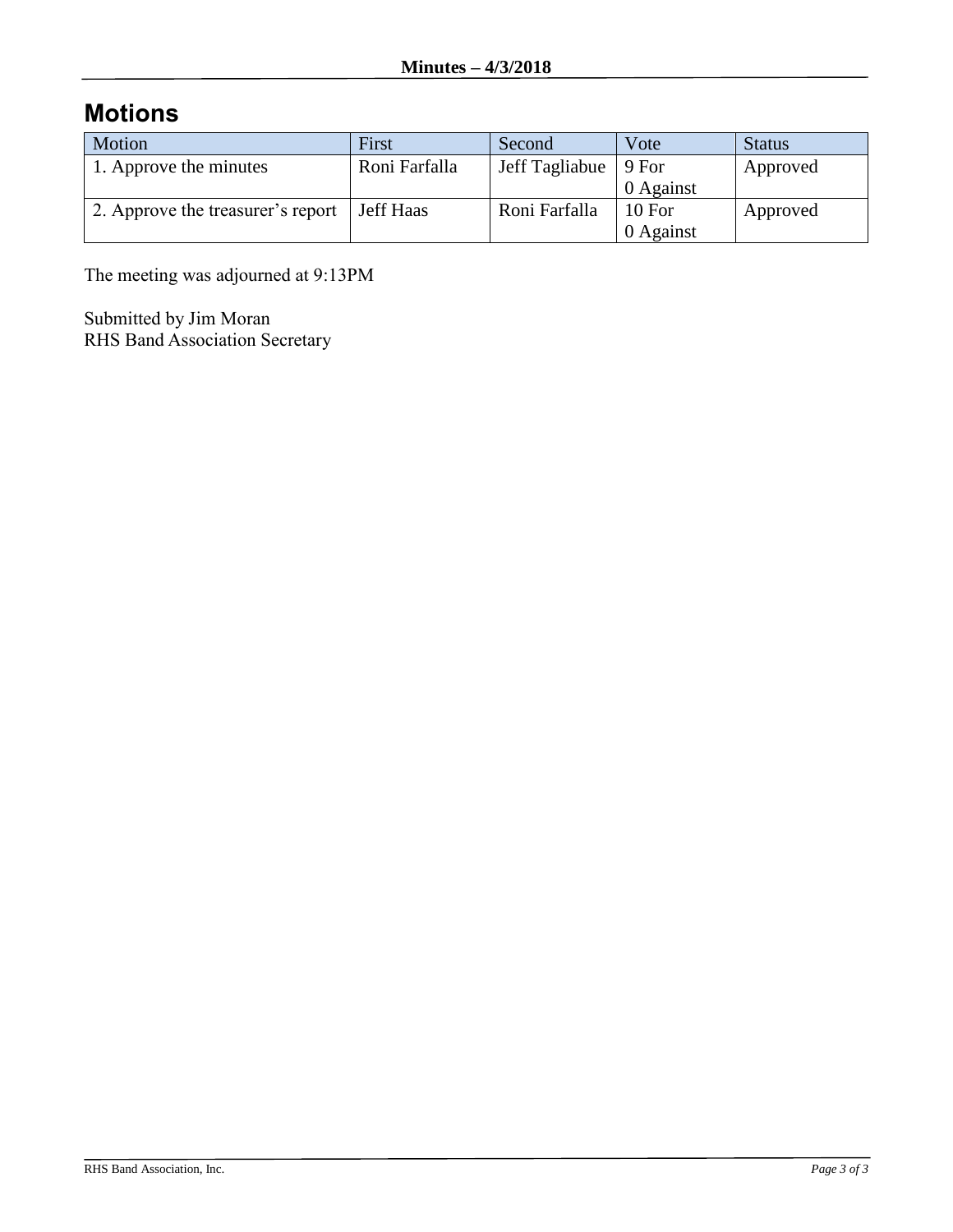## Motions

| Motion | First | Second | Vote | Status |
|---|---|---|---|---|
| 1. Approve the minutes | Roni Farfalla | Jeff Tagliabue | 9 For<br>0 Against | Approved |
| 2. Approve the treasurer's report | Jeff Haas | Roni Farfalla | 10 For<br>0 Against | Approved |

The meeting was adjourned at 9:13PM

Submitted by Jim Moran
RHS Band Association Secretary